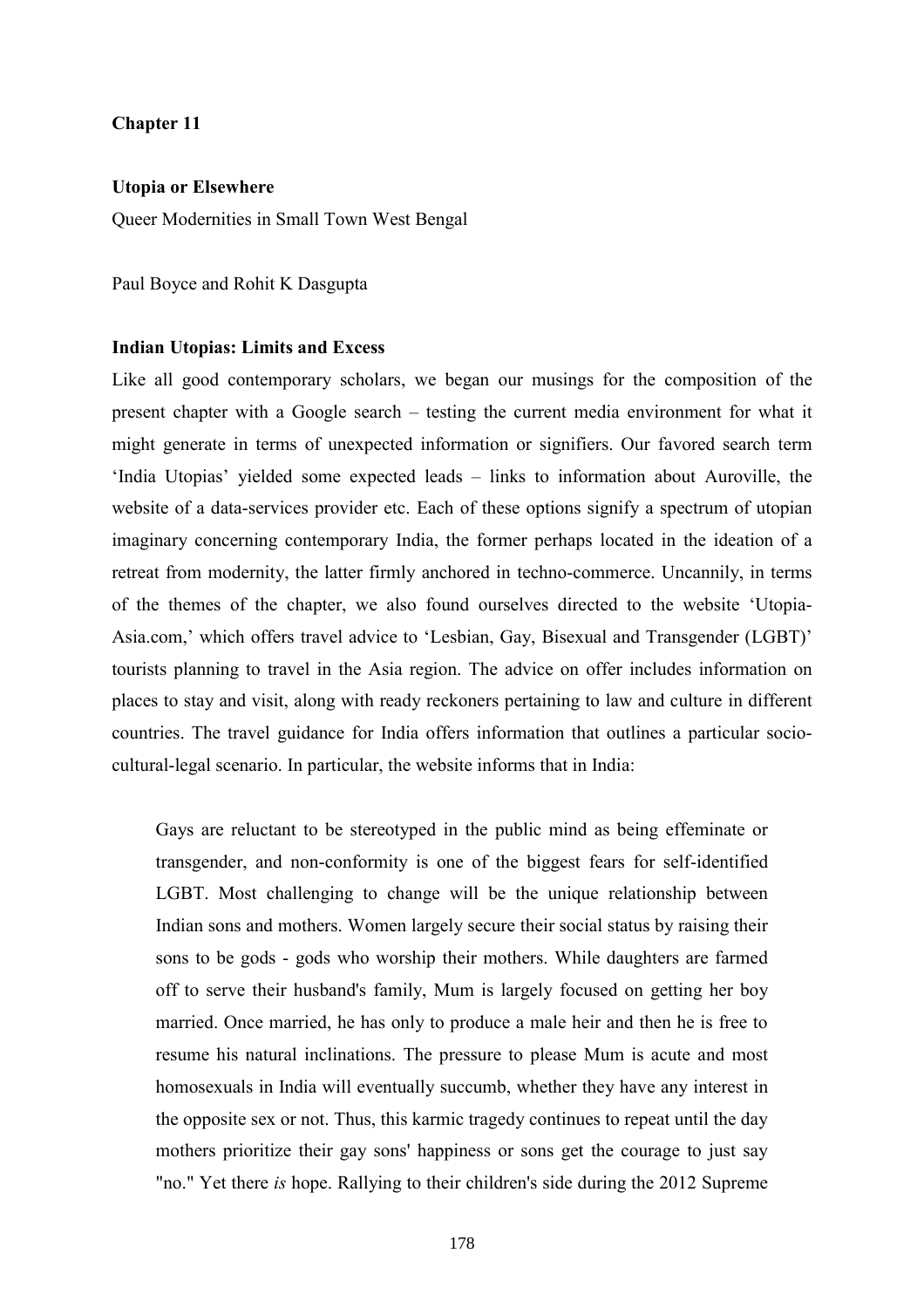# Chapter 11

## Utopia or Elsewhere

Queer Modernities in Small Town West Bengal

Paul Boyce and Rohit K Dasgupta

### Indian Utopias: Limits and Excess

Like all good contemporary scholars, we began our musings for the composition of the present chapter with a Google search – testing the current media environment for what it might generate in terms of unexpected information or signifiers. Our favored search term 'India Utopias' yielded some expected leads – links to information about Auroville, the website of a data-services provider etc. Each of these options signify a spectrum of utopian imaginary concerning contemporary India, the former perhaps located in the ideation of a retreat from modernity, the latter firmly anchored in techno-commerce. Uncannily, in terms of the themes of the chapter, we also found ourselves directed to the website 'Utopia-Asia.com,' which offers travel advice to 'Lesbian, Gay, Bisexual and Transgender (LGBT)' tourists planning to travel in the Asia region. The advice on offer includes information on places to stay and visit, along with ready reckoners pertaining to law and culture in different countries. The travel guidance for India offers information that outlines a particular socio-cultural-legal scenario. In particular, the website informs that in India:

> Gays are reluctant to be stereotyped in the public mind as being effeminate or transgender, and non-conformity is one of the biggest fears for self-identified LGBT. Most challenging to change will be the unique relationship between Indian sons and mothers. Women largely secure their social status by raising their sons to be gods - gods who worship their mothers. While daughters are farmed off to serve their husband's family, Mum is largely focused on getting her boy married. Once married, he has only to produce a male heir and then he is free to resume his natural inclinations. The pressure to please Mum is acute and most homosexuals in India will eventually succumb, whether they have any interest in the opposite sex or not. Thus, this karmic tragedy continues to repeat until the day mothers prioritize their gay sons' happiness or sons get the courage to just say "no." Yet there *is* hope. Rallying to their children's side during the 2012 Supreme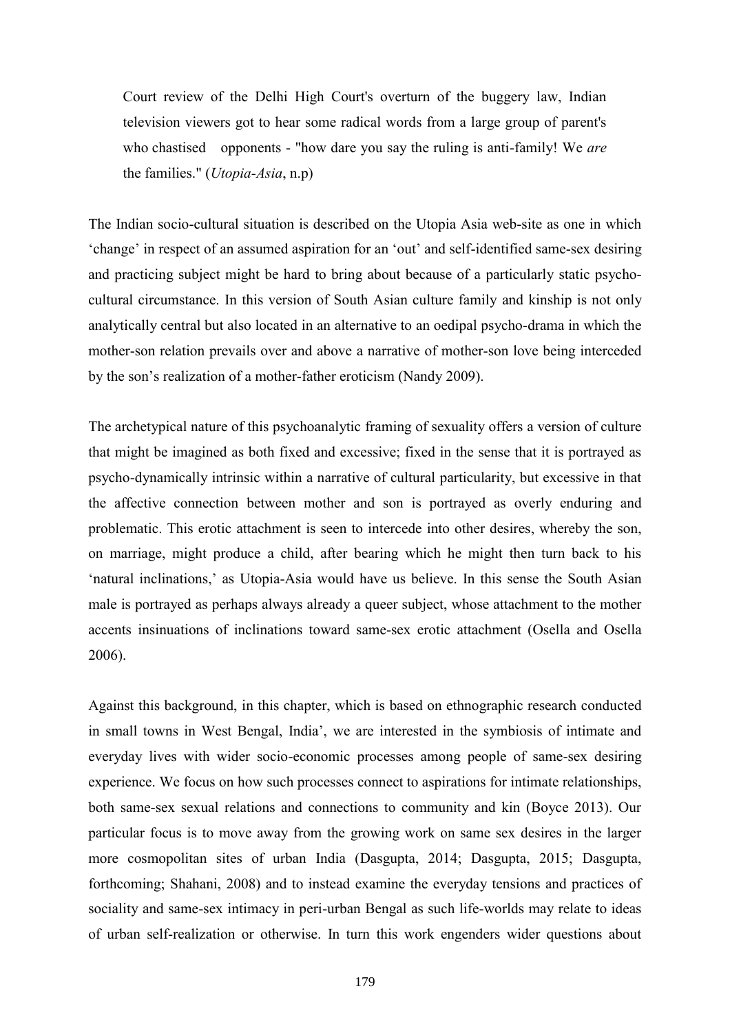> Court review of the Delhi High Court's overturn of the buggery law, Indian television viewers got to hear some radical words from a large group of parent's who chastised opponents - "how dare you say the ruling is anti-family! We *are* the families." (*Utopia-Asia*, n.p)

The Indian socio-cultural situation is described on the Utopia Asia web-site as one in which 'change' in respect of an assumed aspiration for an 'out' and self-identified same-sex desiring and practicing subject might be hard to bring about because of a particularly static psycho-cultural circumstance. In this version of South Asian culture family and kinship is not only analytically central but also located in an alternative to an oedipal psycho-drama in which the mother-son relation prevails over and above a narrative of mother-son love being interceded by the son's realization of a mother-father eroticism (Nandy 2009).

The archetypical nature of this psychoanalytic framing of sexuality offers a version of culture that might be imagined as both fixed and excessive; fixed in the sense that it is portrayed as psycho-dynamically intrinsic within a narrative of cultural particularity, but excessive in that the affective connection between mother and son is portrayed as overly enduring and problematic. This erotic attachment is seen to intercede into other desires, whereby the son, on marriage, might produce a child, after bearing which he might then turn back to his 'natural inclinations,' as Utopia-Asia would have us believe. In this sense the South Asian male is portrayed as perhaps always already a queer subject, whose attachment to the mother accents insinuations of inclinations toward same-sex erotic attachment (Osella and Osella 2006).

Against this background, in this chapter, which is based on ethnographic research conducted in small towns in West Bengal, India', we are interested in the symbiosis of intimate and everyday lives with wider socio-economic processes among people of same-sex desiring experience. We focus on how such processes connect to aspirations for intimate relationships, both same-sex sexual relations and connections to community and kin (Boyce 2013). Our particular focus is to move away from the growing work on same sex desires in the larger more cosmopolitan sites of urban India (Dasgupta, 2014; Dasgupta, 2015; Dasgupta, forthcoming; Shahani, 2008) and to instead examine the everyday tensions and practices of sociality and same-sex intimacy in peri-urban Bengal as such life-worlds may relate to ideas of urban self-realization or otherwise. In turn this work engenders wider questions about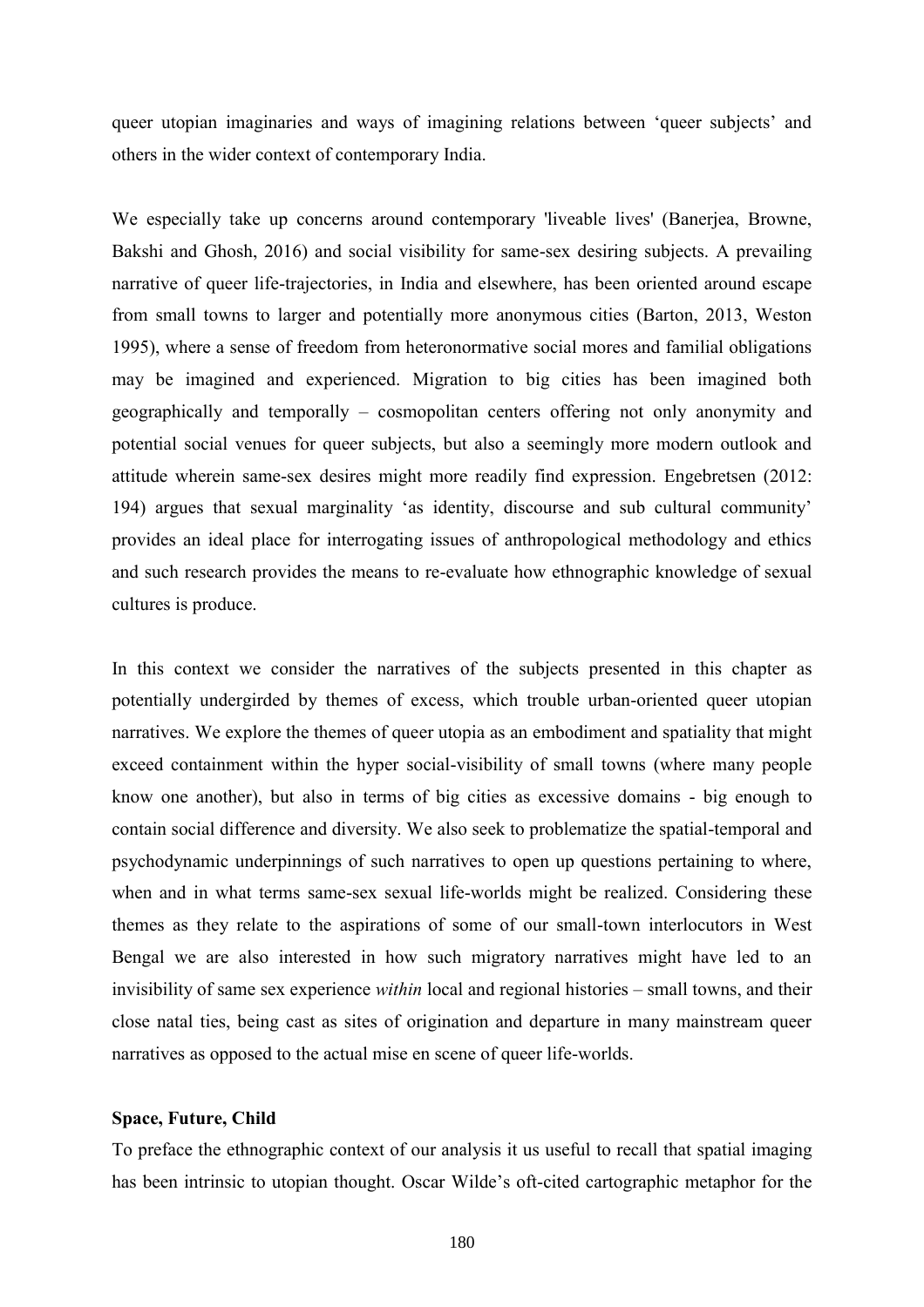queer utopian imaginaries and ways of imagining relations between 'queer subjects' and others in the wider context of contemporary India.

We especially take up concerns around contemporary 'liveable lives' (Banerjea, Browne, Bakshi and Ghosh, 2016) and social visibility for same-sex desiring subjects. A prevailing narrative of queer life-trajectories, in India and elsewhere, has been oriented around escape from small towns to larger and potentially more anonymous cities (Barton, 2013, Weston 1995), where a sense of freedom from heteronormative social mores and familial obligations may be imagined and experienced. Migration to big cities has been imagined both geographically and temporally – cosmopolitan centers offering not only anonymity and potential social venues for queer subjects, but also a seemingly more modern outlook and attitude wherein same-sex desires might more readily find expression. Engebretsen (2012: 194) argues that sexual marginality 'as identity, discourse and sub cultural community' provides an ideal place for interrogating issues of anthropological methodology and ethics and such research provides the means to re-evaluate how ethnographic knowledge of sexual cultures is produce.

In this context we consider the narratives of the subjects presented in this chapter as potentially undergirded by themes of excess, which trouble urban-oriented queer utopian narratives. We explore the themes of queer utopia as an embodiment and spatiality that might exceed containment within the hyper social-visibility of small towns (where many people know one another), but also in terms of big cities as excessive domains - big enough to contain social difference and diversity. We also seek to problematize the spatial-temporal and psychodynamic underpinnings of such narratives to open up questions pertaining to where, when and in what terms same-sex sexual life-worlds might be realized. Considering these themes as they relate to the aspirations of some of our small-town interlocutors in West Bengal we are also interested in how such migratory narratives might have led to an invisibility of same sex experience *within* local and regional histories – small towns, and their close natal ties, being cast as sites of origination and departure in many mainstream queer narratives as opposed to the actual mise en scene of queer life-worlds.

**Space, Future, Child**

To preface the ethnographic context of our analysis it us useful to recall that spatial imaging has been intrinsic to utopian thought. Oscar Wilde's oft-cited cartographic metaphor for the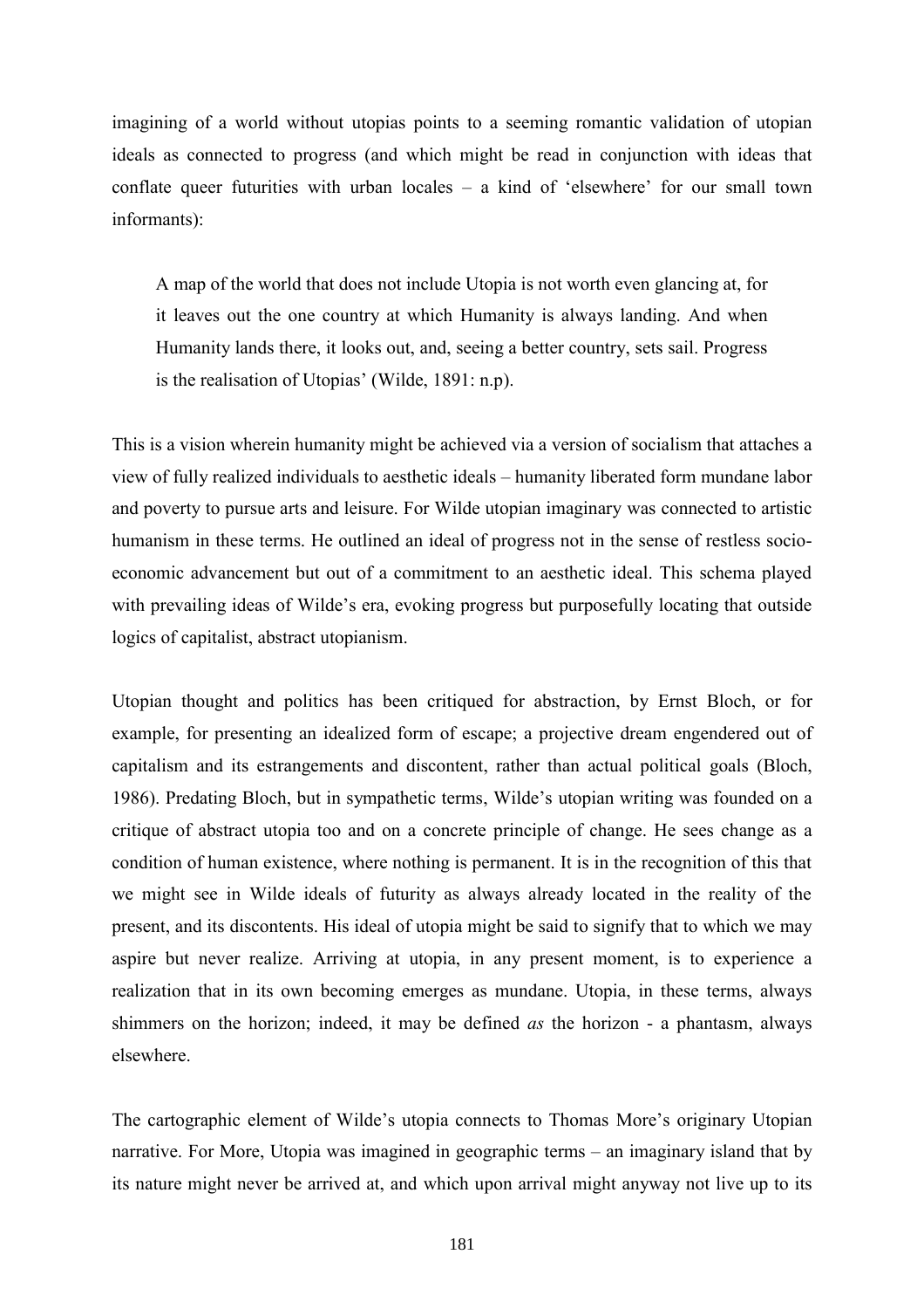imagining of a world without utopias points to a seeming romantic validation of utopian ideals as connected to progress (and which might be read in conjunction with ideas that conflate queer futurities with urban locales – a kind of 'elsewhere' for our small town informants):

> A map of the world that does not include Utopia is not worth even glancing at, for it leaves out the one country at which Humanity is always landing. And when Humanity lands there, it looks out, and, seeing a better country, sets sail. Progress is the realisation of Utopias' (Wilde, 1891: n.p).

This is a vision wherein humanity might be achieved via a version of socialism that attaches a view of fully realized individuals to aesthetic ideals – humanity liberated form mundane labor and poverty to pursue arts and leisure. For Wilde utopian imaginary was connected to artistic humanism in these terms. He outlined an ideal of progress not in the sense of restless socio-economic advancement but out of a commitment to an aesthetic ideal. This schema played with prevailing ideas of Wilde's era, evoking progress but purposefully locating that outside logics of capitalist, abstract utopianism.

Utopian thought and politics has been critiqued for abstraction, by Ernst Bloch, or for example, for presenting an idealized form of escape; a projective dream engendered out of capitalism and its estrangements and discontent, rather than actual political goals (Bloch, 1986). Predating Bloch, but in sympathetic terms, Wilde's utopian writing was founded on a critique of abstract utopia too and on a concrete principle of change. He sees change as a condition of human existence, where nothing is permanent. It is in the recognition of this that we might see in Wilde ideals of futurity as always already located in the reality of the present, and its discontents. His ideal of utopia might be said to signify that to which we may aspire but never realize. Arriving at utopia, in any present moment, is to experience a realization that in its own becoming emerges as mundane. Utopia, in these terms, always shimmers on the horizon; indeed, it may be defined *as* the horizon - a phantasm, always elsewhere.

The cartographic element of Wilde's utopia connects to Thomas More's originary Utopian narrative. For More, Utopia was imagined in geographic terms – an imaginary island that by its nature might never be arrived at, and which upon arrival might anyway not live up to its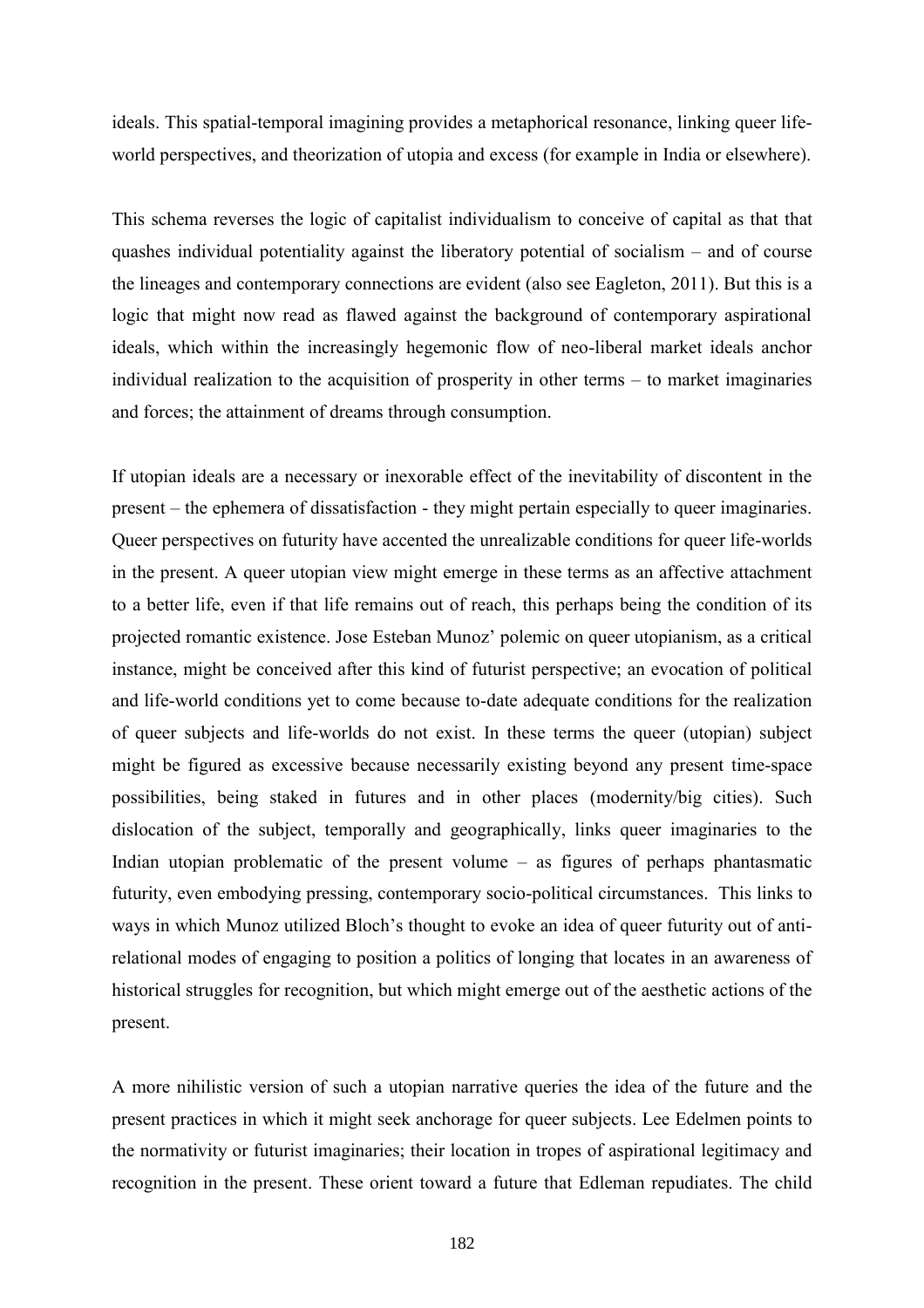ideals. This spatial-temporal imagining provides a metaphorical resonance, linking queer life-world perspectives, and theorization of utopia and excess (for example in India or elsewhere).

This schema reverses the logic of capitalist individualism to conceive of capital as that that quashes individual potentiality against the liberatory potential of socialism – and of course the lineages and contemporary connections are evident (also see Eagleton, 2011). But this is a logic that might now read as flawed against the background of contemporary aspirational ideals, which within the increasingly hegemonic flow of neo-liberal market ideals anchor individual realization to the acquisition of prosperity in other terms – to market imaginaries and forces; the attainment of dreams through consumption.

If utopian ideals are a necessary or inexorable effect of the inevitability of discontent in the present – the ephemera of dissatisfaction - they might pertain especially to queer imaginaries. Queer perspectives on futurity have accented the unrealizable conditions for queer life-worlds in the present. A queer utopian view might emerge in these terms as an affective attachment to a better life, even if that life remains out of reach, this perhaps being the condition of its projected romantic existence. Jose Esteban Munoz' polemic on queer utopianism, as a critical instance, might be conceived after this kind of futurist perspective; an evocation of political and life-world conditions yet to come because to-date adequate conditions for the realization of queer subjects and life-worlds do not exist. In these terms the queer (utopian) subject might be figured as excessive because necessarily existing beyond any present time-space possibilities, being staked in futures and in other places (modernity/big cities). Such dislocation of the subject, temporally and geographically, links queer imaginaries to the Indian utopian problematic of the present volume – as figures of perhaps phantasmatic futurity, even embodying pressing, contemporary socio-political circumstances. This links to ways in which Munoz utilized Bloch's thought to evoke an idea of queer futurity out of anti-relational modes of engaging to position a politics of longing that locates in an awareness of historical struggles for recognition, but which might emerge out of the aesthetic actions of the present.

A more nihilistic version of such a utopian narrative queries the idea of the future and the present practices in which it might seek anchorage for queer subjects. Lee Edelmen points to the normativity or futurist imaginaries; their location in tropes of aspirational legitimacy and recognition in the present. These orient toward a future that Edleman repudiates. The child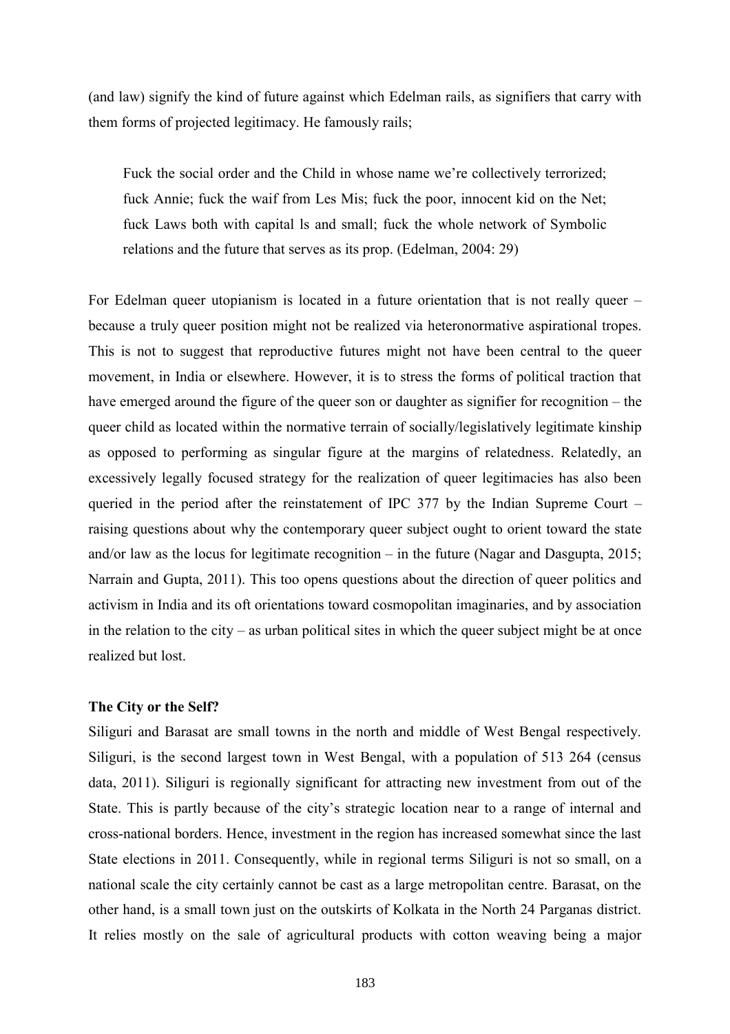(and law) signify the kind of future against which Edelman rails, as signifiers that carry with them forms of projected legitimacy. He famously rails;

> Fuck the social order and the Child in whose name we're collectively terrorized; fuck Annie; fuck the waif from Les Mis; fuck the poor, innocent kid on the Net; fuck Laws both with capital ls and small; fuck the whole network of Symbolic relations and the future that serves as its prop. (Edelman, 2004: 29)

For Edelman queer utopianism is located in a future orientation that is not really queer – because a truly queer position might not be realized via heteronormative aspirational tropes. This is not to suggest that reproductive futures might not have been central to the queer movement, in India or elsewhere. However, it is to stress the forms of political traction that have emerged around the figure of the queer son or daughter as signifier for recognition – the queer child as located within the normative terrain of socially/legislatively legitimate kinship as opposed to performing as singular figure at the margins of relatedness. Relatedly, an excessively legally focused strategy for the realization of queer legitimacies has also been queried in the period after the reinstatement of IPC 377 by the Indian Supreme Court – raising questions about why the contemporary queer subject ought to orient toward the state and/or law as the locus for legitimate recognition – in the future (Nagar and Dasgupta, 2015; Narrain and Gupta, 2011). This too opens questions about the direction of queer politics and activism in India and its oft orientations toward cosmopolitan imaginaries, and by association in the relation to the city – as urban political sites in which the queer subject might be at once realized but lost.

**The City or the Self?**

Siliguri and Barasat are small towns in the north and middle of West Bengal respectively. Siliguri, is the second largest town in West Bengal, with a population of 513 264 (census data, 2011). Siliguri is regionally significant for attracting new investment from out of the State. This is partly because of the city's strategic location near to a range of internal and cross-national borders. Hence, investment in the region has increased somewhat since the last State elections in 2011. Consequently, while in regional terms Siliguri is not so small, on a national scale the city certainly cannot be cast as a large metropolitan centre. Barasat, on the other hand, is a small town just on the outskirts of Kolkata in the North 24 Parganas district. It relies mostly on the sale of agricultural products with cotton weaving being a major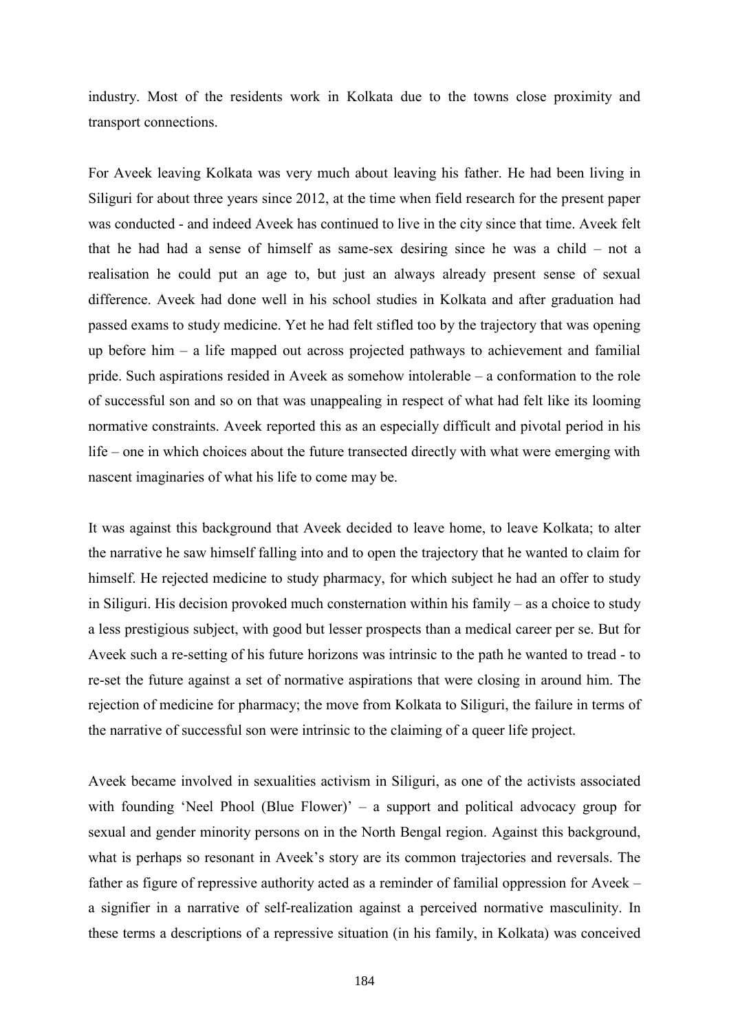industry. Most of the residents work in Kolkata due to the towns close proximity and transport connections.

For Aveek leaving Kolkata was very much about leaving his father. He had been living in Siliguri for about three years since 2012, at the time when field research for the present paper was conducted - and indeed Aveek has continued to live in the city since that time. Aveek felt that he had had a sense of himself as same-sex desiring since he was a child – not a realisation he could put an age to, but just an always already present sense of sexual difference. Aveek had done well in his school studies in Kolkata and after graduation had passed exams to study medicine. Yet he had felt stifled too by the trajectory that was opening up before him – a life mapped out across projected pathways to achievement and familial pride. Such aspirations resided in Aveek as somehow intolerable – a conformation to the role of successful son and so on that was unappealing in respect of what had felt like its looming normative constraints. Aveek reported this as an especially difficult and pivotal period in his life – one in which choices about the future transected directly with what were emerging with nascent imaginaries of what his life to come may be.

It was against this background that Aveek decided to leave home, to leave Kolkata; to alter the narrative he saw himself falling into and to open the trajectory that he wanted to claim for himself. He rejected medicine to study pharmacy, for which subject he had an offer to study in Siliguri. His decision provoked much consternation within his family – as a choice to study a less prestigious subject, with good but lesser prospects than a medical career per se. But for Aveek such a re-setting of his future horizons was intrinsic to the path he wanted to tread - to re-set the future against a set of normative aspirations that were closing in around him. The rejection of medicine for pharmacy; the move from Kolkata to Siliguri, the failure in terms of the narrative of successful son were intrinsic to the claiming of a queer life project.

Aveek became involved in sexualities activism in Siliguri, as one of the activists associated with founding 'Neel Phool (Blue Flower)' – a support and political advocacy group for sexual and gender minority persons on in the North Bengal region. Against this background, what is perhaps so resonant in Aveek's story are its common trajectories and reversals. The father as figure of repressive authority acted as a reminder of familial oppression for Aveek – a signifier in a narrative of self-realization against a perceived normative masculinity. In these terms a descriptions of a repressive situation (in his family, in Kolkata) was conceived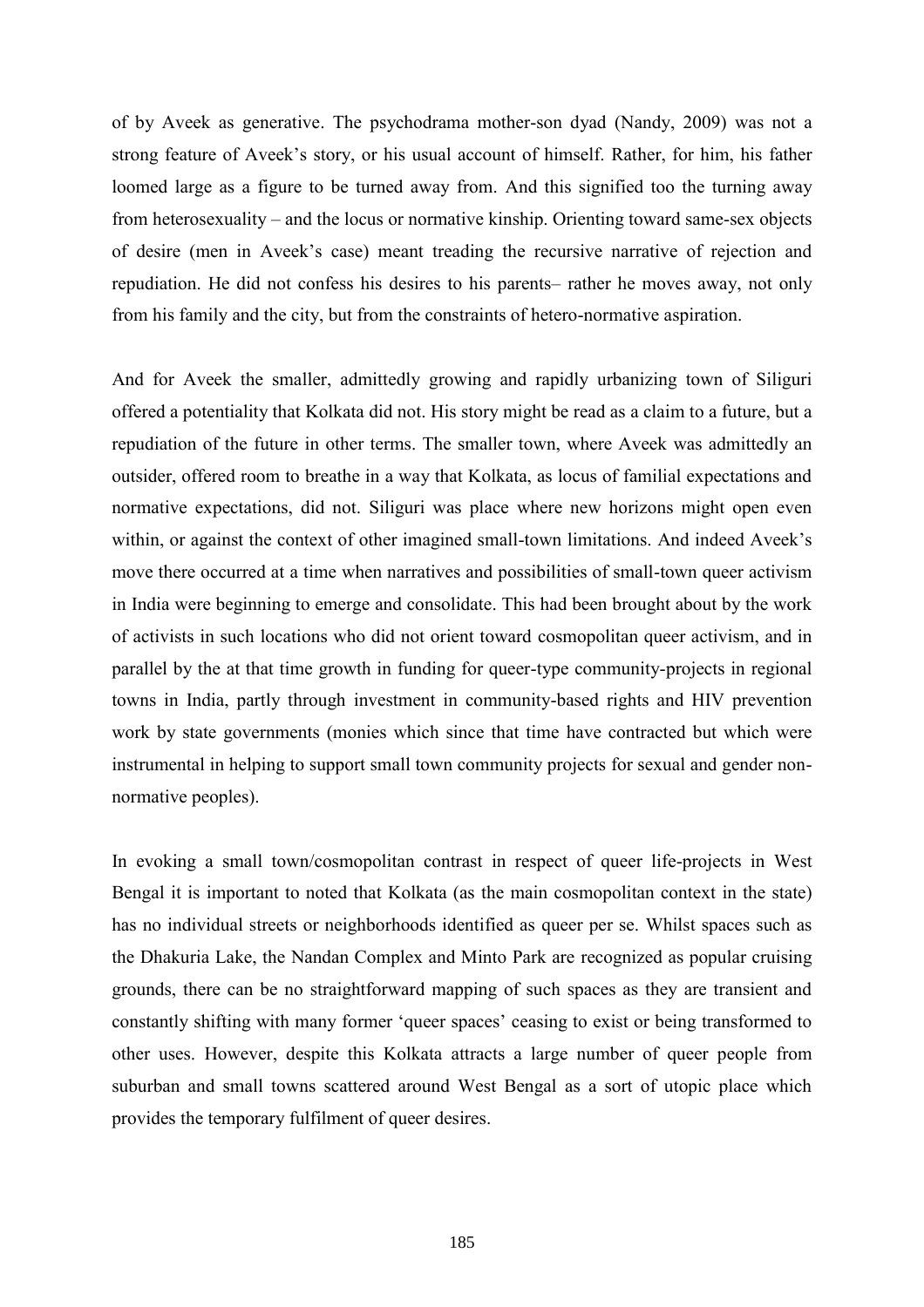of by Aveek as generative. The psychodrama mother-son dyad (Nandy, 2009) was not a strong feature of Aveek's story, or his usual account of himself. Rather, for him, his father loomed large as a figure to be turned away from. And this signified too the turning away from heterosexuality – and the locus or normative kinship. Orienting toward same-sex objects of desire (men in Aveek's case) meant treading the recursive narrative of rejection and repudiation. He did not confess his desires to his parents– rather he moves away, not only from his family and the city, but from the constraints of hetero-normative aspiration.

And for Aveek the smaller, admittedly growing and rapidly urbanizing town of Siliguri offered a potentiality that Kolkata did not. His story might be read as a claim to a future, but a repudiation of the future in other terms. The smaller town, where Aveek was admittedly an outsider, offered room to breathe in a way that Kolkata, as locus of familial expectations and normative expectations, did not. Siliguri was place where new horizons might open even within, or against the context of other imagined small-town limitations. And indeed Aveek's move there occurred at a time when narratives and possibilities of small-town queer activism in India were beginning to emerge and consolidate. This had been brought about by the work of activists in such locations who did not orient toward cosmopolitan queer activism, and in parallel by the at that time growth in funding for queer-type community-projects in regional towns in India, partly through investment in community-based rights and HIV prevention work by state governments (monies which since that time have contracted but which were instrumental in helping to support small town community projects for sexual and gender non-normative peoples).

In evoking a small town/cosmopolitan contrast in respect of queer life-projects in West Bengal it is important to noted that Kolkata (as the main cosmopolitan context in the state) has no individual streets or neighborhoods identified as queer per se. Whilst spaces such as the Dhakuria Lake, the Nandan Complex and Minto Park are recognized as popular cruising grounds, there can be no straightforward mapping of such spaces as they are transient and constantly shifting with many former 'queer spaces' ceasing to exist or being transformed to other uses. However, despite this Kolkata attracts a large number of queer people from suburban and small towns scattered around West Bengal as a sort of utopic place which provides the temporary fulfilment of queer desires.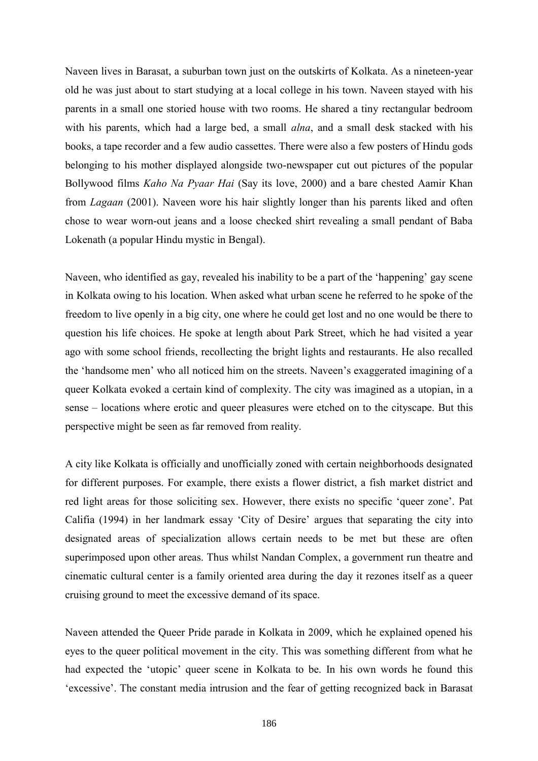Naveen lives in Barasat, a suburban town just on the outskirts of Kolkata. As a nineteen-year old he was just about to start studying at a local college in his town. Naveen stayed with his parents in a small one storied house with two rooms. He shared a tiny rectangular bedroom with his parents, which had a large bed, a small *alna*, and a small desk stacked with his books, a tape recorder and a few audio cassettes. There were also a few posters of Hindu gods belonging to his mother displayed alongside two-newspaper cut out pictures of the popular Bollywood films *Kaho Na Pyaar Hai* (Say its love, 2000) and a bare chested Aamir Khan from *Lagaan* (2001). Naveen wore his hair slightly longer than his parents liked and often chose to wear worn-out jeans and a loose checked shirt revealing a small pendant of Baba Lokenath (a popular Hindu mystic in Bengal).

Naveen, who identified as gay, revealed his inability to be a part of the 'happening' gay scene in Kolkata owing to his location. When asked what urban scene he referred to he spoke of the freedom to live openly in a big city, one where he could get lost and no one would be there to question his life choices. He spoke at length about Park Street, which he had visited a year ago with some school friends, recollecting the bright lights and restaurants. He also recalled the 'handsome men' who all noticed him on the streets. Naveen's exaggerated imagining of a queer Kolkata evoked a certain kind of complexity. The city was imagined as a utopian, in a sense – locations where erotic and queer pleasures were etched on to the cityscape. But this perspective might be seen as far removed from reality.

A city like Kolkata is officially and unofficially zoned with certain neighborhoods designated for different purposes. For example, there exists a flower district, a fish market district and red light areas for those soliciting sex. However, there exists no specific 'queer zone'. Pat Califia (1994) in her landmark essay 'City of Desire' argues that separating the city into designated areas of specialization allows certain needs to be met but these are often superimposed upon other areas. Thus whilst Nandan Complex, a government run theatre and cinematic cultural center is a family oriented area during the day it rezones itself as a queer cruising ground to meet the excessive demand of its space.

Naveen attended the Queer Pride parade in Kolkata in 2009, which he explained opened his eyes to the queer political movement in the city. This was something different from what he had expected the 'utopic' queer scene in Kolkata to be. In his own words he found this 'excessive'. The constant media intrusion and the fear of getting recognized back in Barasat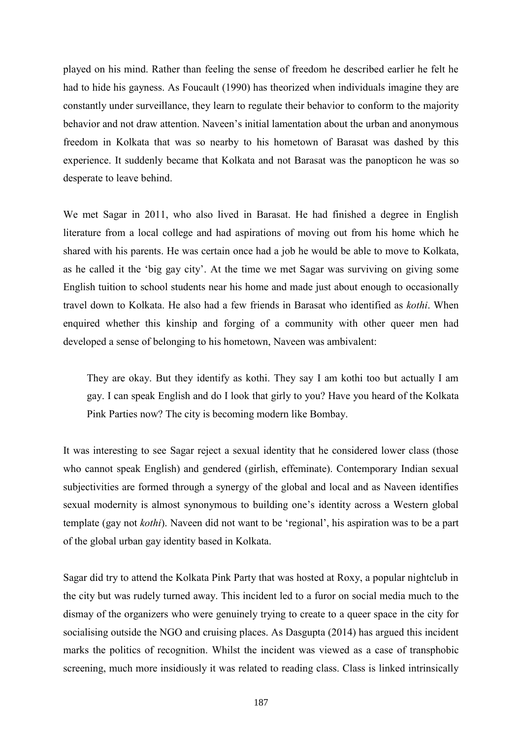played on his mind. Rather than feeling the sense of freedom he described earlier he felt he had to hide his gayness. As Foucault (1990) has theorized when individuals imagine they are constantly under surveillance, they learn to regulate their behavior to conform to the majority behavior and not draw attention. Naveen's initial lamentation about the urban and anonymous freedom in Kolkata that was so nearby to his hometown of Barasat was dashed by this experience. It suddenly became that Kolkata and not Barasat was the panopticon he was so desperate to leave behind.

We met Sagar in 2011, who also lived in Barasat. He had finished a degree in English literature from a local college and had aspirations of moving out from his home which he shared with his parents. He was certain once had a job he would be able to move to Kolkata, as he called it the 'big gay city'. At the time we met Sagar was surviving on giving some English tuition to school students near his home and made just about enough to occasionally travel down to Kolkata. He also had a few friends in Barasat who identified as *kothi*. When enquired whether this kinship and forging of a community with other queer men had developed a sense of belonging to his hometown, Naveen was ambivalent:

> They are okay. But they identify as kothi. They say I am kothi too but actually I am gay. I can speak English and do I look that girly to you? Have you heard of the Kolkata Pink Parties now? The city is becoming modern like Bombay.

It was interesting to see Sagar reject a sexual identity that he considered lower class (those who cannot speak English) and gendered (girlish, effeminate). Contemporary Indian sexual subjectivities are formed through a synergy of the global and local and as Naveen identifies sexual modernity is almost synonymous to building one's identity across a Western global template (gay not *kothi*). Naveen did not want to be 'regional', his aspiration was to be a part of the global urban gay identity based in Kolkata.

Sagar did try to attend the Kolkata Pink Party that was hosted at Roxy, a popular nightclub in the city but was rudely turned away. This incident led to a furor on social media much to the dismay of the organizers who were genuinely trying to create to a queer space in the city for socialising outside the NGO and cruising places. As Dasgupta (2014) has argued this incident marks the politics of recognition. Whilst the incident was viewed as a case of transphobic screening, much more insidiously it was related to reading class. Class is linked intrinsically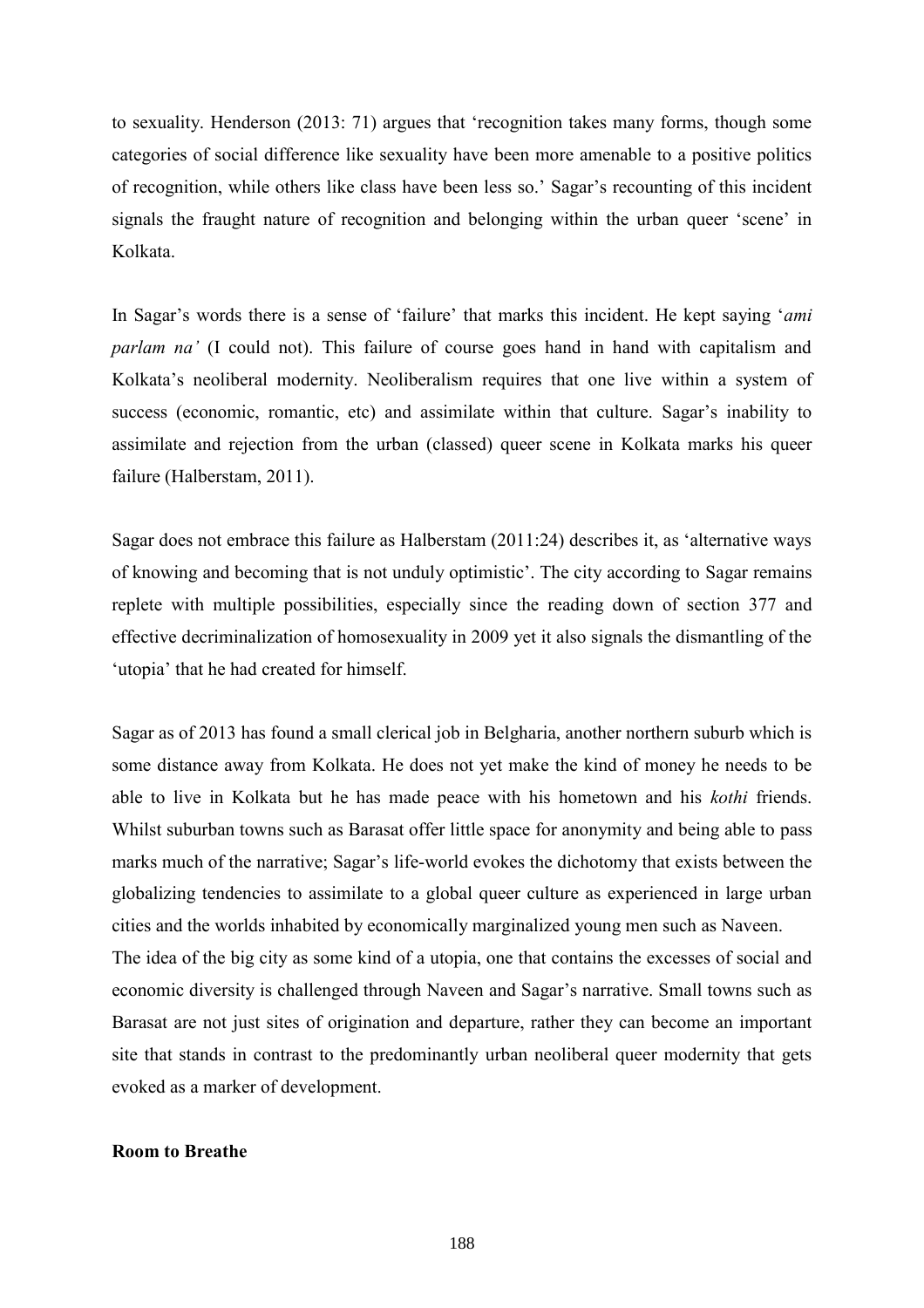to sexuality. Henderson (2013: 71) argues that 'recognition takes many forms, though some categories of social difference like sexuality have been more amenable to a positive politics of recognition, while others like class have been less so.' Sagar's recounting of this incident signals the fraught nature of recognition and belonging within the urban queer 'scene' in Kolkata.

In Sagar's words there is a sense of 'failure' that marks this incident. He kept saying '*ami parlam na'* (I could not). This failure of course goes hand in hand with capitalism and Kolkata's neoliberal modernity. Neoliberalism requires that one live within a system of success (economic, romantic, etc) and assimilate within that culture. Sagar's inability to assimilate and rejection from the urban (classed) queer scene in Kolkata marks his queer failure (Halberstam, 2011).

Sagar does not embrace this failure as Halberstam (2011:24) describes it, as 'alternative ways of knowing and becoming that is not unduly optimistic'. The city according to Sagar remains replete with multiple possibilities, especially since the reading down of section 377 and effective decriminalization of homosexuality in 2009 yet it also signals the dismantling of the 'utopia' that he had created for himself.

Sagar as of 2013 has found a small clerical job in Belgharia, another northern suburb which is some distance away from Kolkata. He does not yet make the kind of money he needs to be able to live in Kolkata but he has made peace with his hometown and his *kothi* friends. Whilst suburban towns such as Barasat offer little space for anonymity and being able to pass marks much of the narrative; Sagar's life-world evokes the dichotomy that exists between the globalizing tendencies to assimilate to a global queer culture as experienced in large urban cities and the worlds inhabited by economically marginalized young men such as Naveen.
The idea of the big city as some kind of a utopia, one that contains the excesses of social and economic diversity is challenged through Naveen and Sagar's narrative. Small towns such as Barasat are not just sites of origination and departure, rather they can become an important site that stands in contrast to the predominantly urban neoliberal queer modernity that gets evoked as a marker of development.

**Room to Breathe**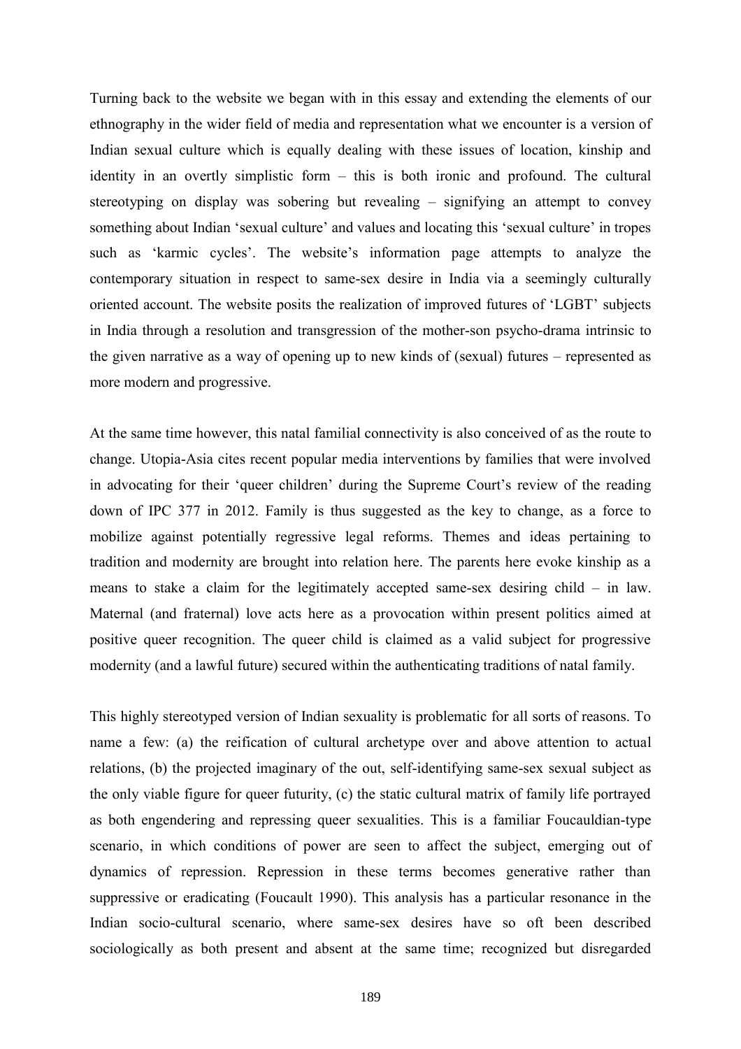Turning back to the website we began with in this essay and extending the elements of our ethnography in the wider field of media and representation what we encounter is a version of Indian sexual culture which is equally dealing with these issues of location, kinship and identity in an overtly simplistic form – this is both ironic and profound. The cultural stereotyping on display was sobering but revealing – signifying an attempt to convey something about Indian 'sexual culture' and values and locating this 'sexual culture' in tropes such as 'karmic cycles'. The website's information page attempts to analyze the contemporary situation in respect to same-sex desire in India via a seemingly culturally oriented account. The website posits the realization of improved futures of 'LGBT' subjects in India through a resolution and transgression of the mother-son psycho-drama intrinsic to the given narrative as a way of opening up to new kinds of (sexual) futures – represented as more modern and progressive.

At the same time however, this natal familial connectivity is also conceived of as the route to change. Utopia-Asia cites recent popular media interventions by families that were involved in advocating for their 'queer children' during the Supreme Court's review of the reading down of IPC 377 in 2012. Family is thus suggested as the key to change, as a force to mobilize against potentially regressive legal reforms. Themes and ideas pertaining to tradition and modernity are brought into relation here. The parents here evoke kinship as a means to stake a claim for the legitimately accepted same-sex desiring child – in law. Maternal (and fraternal) love acts here as a provocation within present politics aimed at positive queer recognition. The queer child is claimed as a valid subject for progressive modernity (and a lawful future) secured within the authenticating traditions of natal family.

This highly stereotyped version of Indian sexuality is problematic for all sorts of reasons. To name a few: (a) the reification of cultural archetype over and above attention to actual relations, (b) the projected imaginary of the out, self-identifying same-sex sexual subject as the only viable figure for queer futurity, (c) the static cultural matrix of family life portrayed as both engendering and repressing queer sexualities. This is a familiar Foucauldian-type scenario, in which conditions of power are seen to affect the subject, emerging out of dynamics of repression. Repression in these terms becomes generative rather than suppressive or eradicating (Foucault 1990). This analysis has a particular resonance in the Indian socio-cultural scenario, where same-sex desires have so oft been described sociologically as both present and absent at the same time; recognized but disregarded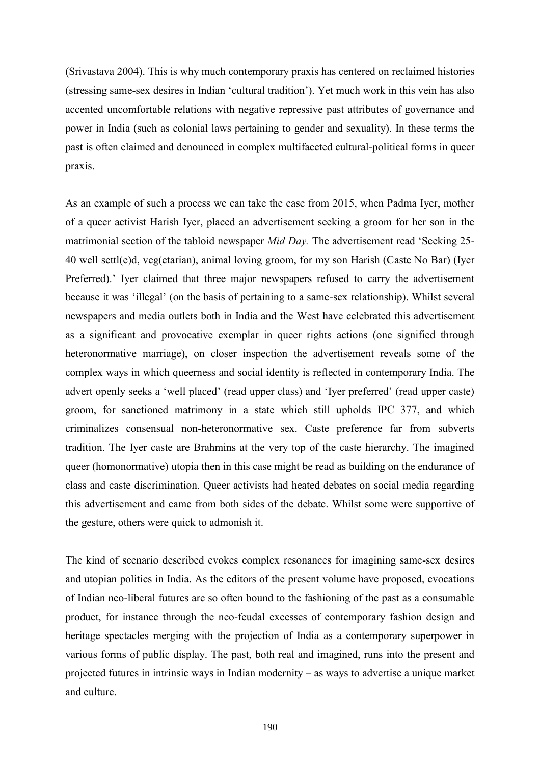(Srivastava 2004). This is why much contemporary praxis has centered on reclaimed histories (stressing same-sex desires in Indian 'cultural tradition'). Yet much work in this vein has also accented uncomfortable relations with negative repressive past attributes of governance and power in India (such as colonial laws pertaining to gender and sexuality). In these terms the past is often claimed and denounced in complex multifaceted cultural-political forms in queer praxis.

As an example of such a process we can take the case from 2015, when Padma Iyer, mother of a queer activist Harish Iyer, placed an advertisement seeking a groom for her son in the matrimonial section of the tabloid newspaper *Mid Day.* The advertisement read 'Seeking 25-40 well settl(e)d, veg(etarian), animal loving groom, for my son Harish (Caste No Bar) (Iyer Preferred).' Iyer claimed that three major newspapers refused to carry the advertisement because it was 'illegal' (on the basis of pertaining to a same-sex relationship). Whilst several newspapers and media outlets both in India and the West have celebrated this advertisement as a significant and provocative exemplar in queer rights actions (one signified through heteronormative marriage), on closer inspection the advertisement reveals some of the complex ways in which queerness and social identity is reflected in contemporary India. The advert openly seeks a 'well placed' (read upper class) and 'Iyer preferred' (read upper caste) groom, for sanctioned matrimony in a state which still upholds IPC 377, and which criminalizes consensual non-heteronormative sex. Caste preference far from subverts tradition. The Iyer caste are Brahmins at the very top of the caste hierarchy. The imagined queer (homonormative) utopia then in this case might be read as building on the endurance of class and caste discrimination. Queer activists had heated debates on social media regarding this advertisement and came from both sides of the debate. Whilst some were supportive of the gesture, others were quick to admonish it.

The kind of scenario described evokes complex resonances for imagining same-sex desires and utopian politics in India. As the editors of the present volume have proposed, evocations of Indian neo-liberal futures are so often bound to the fashioning of the past as a consumable product, for instance through the neo-feudal excesses of contemporary fashion design and heritage spectacles merging with the projection of India as a contemporary superpower in various forms of public display. The past, both real and imagined, runs into the present and projected futures in intrinsic ways in Indian modernity – as ways to advertise a unique market and culture.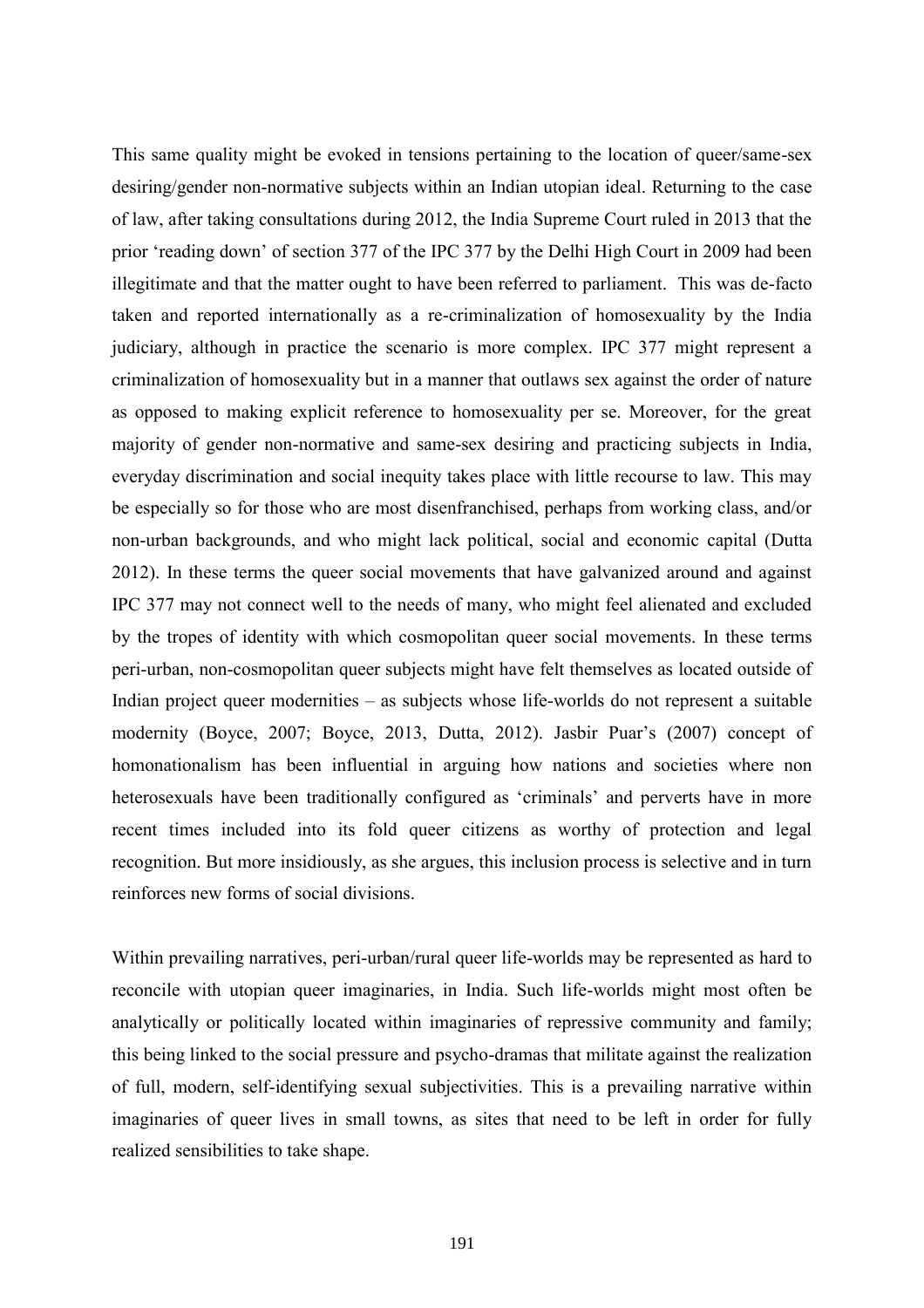This same quality might be evoked in tensions pertaining to the location of queer/same-sex desiring/gender non-normative subjects within an Indian utopian ideal. Returning to the case of law, after taking consultations during 2012, the India Supreme Court ruled in 2013 that the prior 'reading down' of section 377 of the IPC 377 by the Delhi High Court in 2009 had been illegitimate and that the matter ought to have been referred to parliament. This was de-facto taken and reported internationally as a re-criminalization of homosexuality by the India judiciary, although in practice the scenario is more complex. IPC 377 might represent a criminalization of homosexuality but in a manner that outlaws sex against the order of nature as opposed to making explicit reference to homosexuality per se. Moreover, for the great majority of gender non-normative and same-sex desiring and practicing subjects in India, everyday discrimination and social inequity takes place with little recourse to law. This may be especially so for those who are most disenfranchised, perhaps from working class, and/or non-urban backgrounds, and who might lack political, social and economic capital (Dutta 2012). In these terms the queer social movements that have galvanized around and against IPC 377 may not connect well to the needs of many, who might feel alienated and excluded by the tropes of identity with which cosmopolitan queer social movements. In these terms peri-urban, non-cosmopolitan queer subjects might have felt themselves as located outside of Indian project queer modernities – as subjects whose life-worlds do not represent a suitable modernity (Boyce, 2007; Boyce, 2013, Dutta, 2012). Jasbir Puar's (2007) concept of homonationalism has been influential in arguing how nations and societies where non heterosexuals have been traditionally configured as 'criminals' and perverts have in more recent times included into its fold queer citizens as worthy of protection and legal recognition. But more insidiously, as she argues, this inclusion process is selective and in turn reinforces new forms of social divisions.

Within prevailing narratives, peri-urban/rural queer life-worlds may be represented as hard to reconcile with utopian queer imaginaries, in India. Such life-worlds might most often be analytically or politically located within imaginaries of repressive community and family; this being linked to the social pressure and psycho-dramas that militate against the realization of full, modern, self-identifying sexual subjectivities. This is a prevailing narrative within imaginaries of queer lives in small towns, as sites that need to be left in order for fully realized sensibilities to take shape.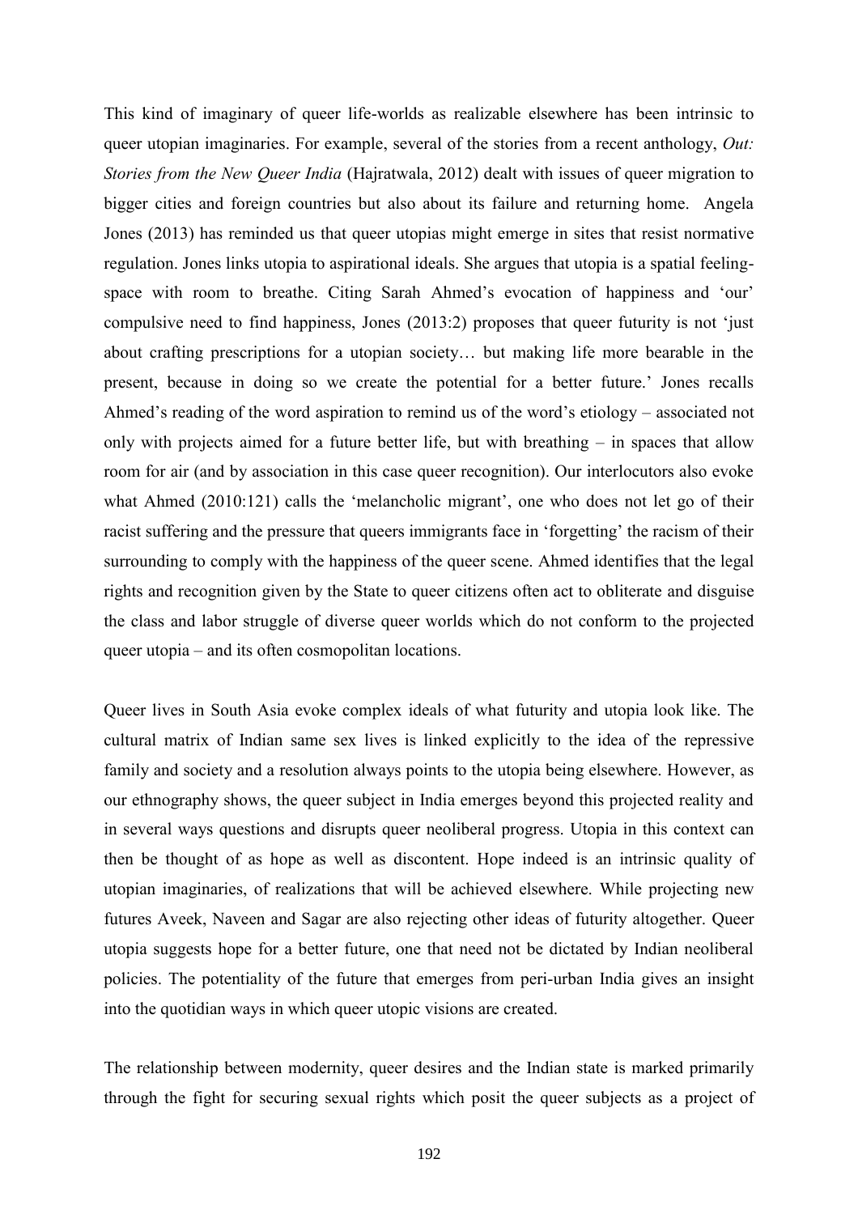This kind of imaginary of queer life-worlds as realizable elsewhere has been intrinsic to queer utopian imaginaries. For example, several of the stories from a recent anthology, *Out: Stories from the New Queer India* (Hajratwala, 2012) dealt with issues of queer migration to bigger cities and foreign countries but also about its failure and returning home. Angela Jones (2013) has reminded us that queer utopias might emerge in sites that resist normative regulation. Jones links utopia to aspirational ideals. She argues that utopia is a spatial feeling-space with room to breathe. Citing Sarah Ahmed's evocation of happiness and 'our' compulsive need to find happiness, Jones (2013:2) proposes that queer futurity is not 'just about crafting prescriptions for a utopian society… but making life more bearable in the present, because in doing so we create the potential for a better future.' Jones recalls Ahmed's reading of the word aspiration to remind us of the word's etiology – associated not only with projects aimed for a future better life, but with breathing – in spaces that allow room for air (and by association in this case queer recognition). Our interlocutors also evoke what Ahmed (2010:121) calls the 'melancholic migrant', one who does not let go of their racist suffering and the pressure that queers immigrants face in 'forgetting' the racism of their surrounding to comply with the happiness of the queer scene. Ahmed identifies that the legal rights and recognition given by the State to queer citizens often act to obliterate and disguise the class and labor struggle of diverse queer worlds which do not conform to the projected queer utopia – and its often cosmopolitan locations.

Queer lives in South Asia evoke complex ideals of what futurity and utopia look like. The cultural matrix of Indian same sex lives is linked explicitly to the idea of the repressive family and society and a resolution always points to the utopia being elsewhere. However, as our ethnography shows, the queer subject in India emerges beyond this projected reality and in several ways questions and disrupts queer neoliberal progress. Utopia in this context can then be thought of as hope as well as discontent. Hope indeed is an intrinsic quality of utopian imaginaries, of realizations that will be achieved elsewhere. While projecting new futures Aveek, Naveen and Sagar are also rejecting other ideas of futurity altogether. Queer utopia suggests hope for a better future, one that need not be dictated by Indian neoliberal policies. The potentiality of the future that emerges from peri-urban India gives an insight into the quotidian ways in which queer utopic visions are created.

The relationship between modernity, queer desires and the Indian state is marked primarily through the fight for securing sexual rights which posit the queer subjects as a project of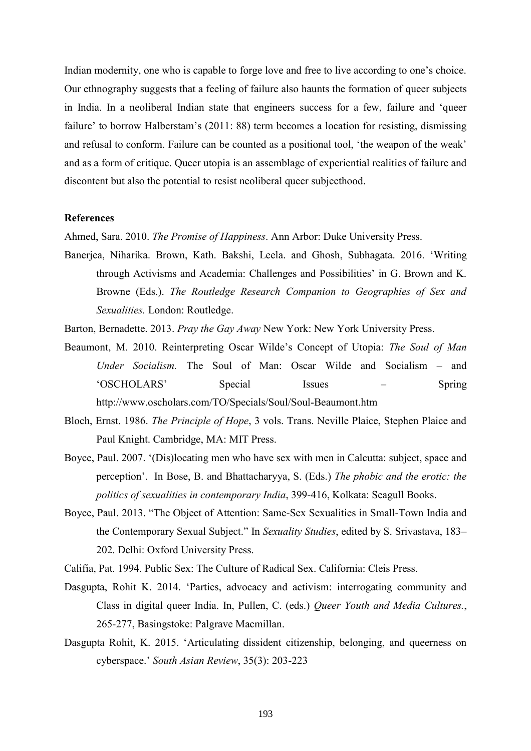Indian modernity, one who is capable to forge love and free to live according to one's choice. Our ethnography suggests that a feeling of failure also haunts the formation of queer subjects in India. In a neoliberal Indian state that engineers success for a few, failure and 'queer failure' to borrow Halberstam's (2011: 88) term becomes a location for resisting, dismissing and refusal to conform. Failure can be counted as a positional tool, 'the weapon of the weak' and as a form of critique. Queer utopia is an assemblage of experiential realities of failure and discontent but also the potential to resist neoliberal queer subjecthood.

**References**

Ahmed, Sara. 2010. *The Promise of Happiness*. Ann Arbor: Duke University Press.

Banerjea, Niharika. Brown, Kath. Bakshi, Leela. and Ghosh, Subhagata. 2016. 'Writing through Activisms and Academia: Challenges and Possibilities' in G. Brown and K. Browne (Eds.). *The Routledge Research Companion to Geographies of Sex and Sexualities.* London: Routledge.

Barton, Bernadette. 2013. *Pray the Gay Away* New York: New York University Press.

Beaumont, M. 2010. Reinterpreting Oscar Wilde's Concept of Utopia: *The Soul of Man Under Socialism.* The Soul of Man: Oscar Wilde and Socialism – and 'OSCHOLARS' Special Issues – Spring http://www.oscholars.com/TO/Specials/Soul/Soul-Beaumont.htm

Bloch, Ernst. 1986. *The Principle of Hope*, 3 vols. Trans. Neville Plaice, Stephen Plaice and Paul Knight. Cambridge, MA: MIT Press.

Boyce, Paul. 2007. '(Dis)locating men who have sex with men in Calcutta: subject, space and perception'. In Bose, B. and Bhattacharyya, S. (Eds.) *The phobic and the erotic: the politics of sexualities in contemporary India*, 399-416, Kolkata: Seagull Books.

Boyce, Paul. 2013. "The Object of Attention: Same-Sex Sexualities in Small-Town India and the Contemporary Sexual Subject." In *Sexuality Studies*, edited by S. Srivastava, 183–202. Delhi: Oxford University Press.

Califia, Pat. 1994. Public Sex: The Culture of Radical Sex. California: Cleis Press.

Dasgupta, Rohit K. 2014. 'Parties, advocacy and activism: interrogating community and Class in digital queer India. In, Pullen, C. (eds.) *Queer Youth and Media Cultures.*, 265-277, Basingstoke: Palgrave Macmillan.

Dasgupta Rohit, K. 2015. 'Articulating dissident citizenship, belonging, and queerness on cyberspace.' *South Asian Review*, 35(3): 203-223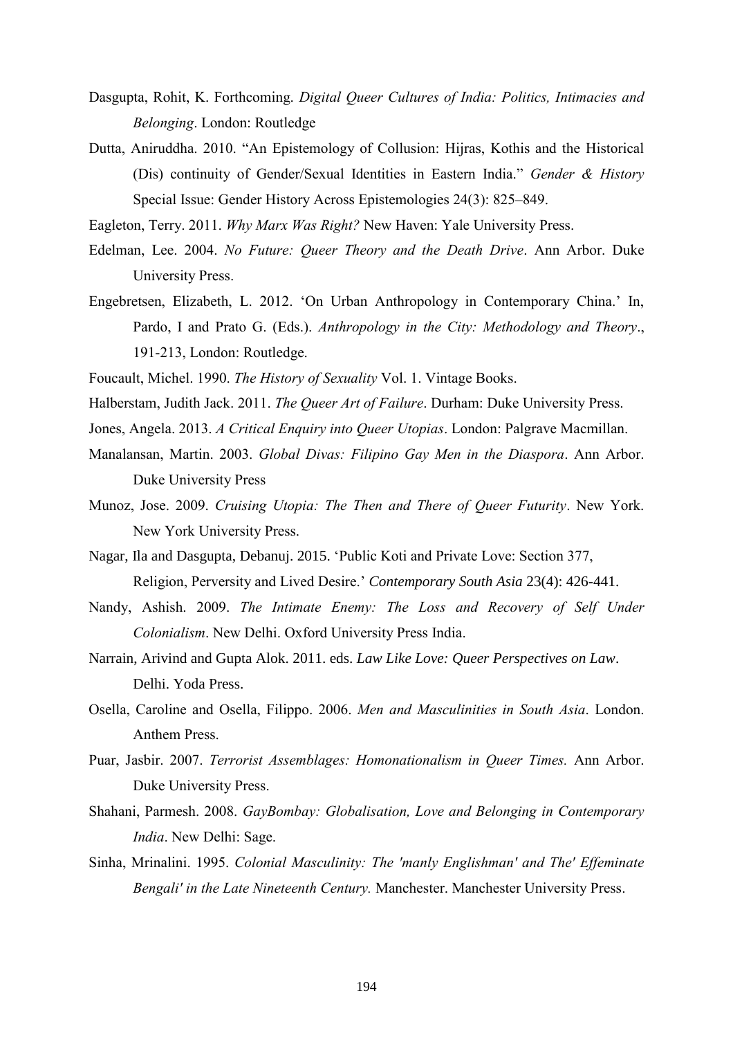Dasgupta, Rohit, K. Forthcoming. *Digital Queer Cultures of India: Politics, Intimacies and Belonging*. London: Routledge

Dutta, Aniruddha. 2010. "An Epistemology of Collusion: Hijras, Kothis and the Historical (Dis) continuity of Gender/Sexual Identities in Eastern India." *Gender & History* Special Issue: Gender History Across Epistemologies 24(3): 825–849.

Eagleton, Terry. 2011. *Why Marx Was Right?* New Haven: Yale University Press.

Edelman, Lee. 2004. *No Future: Queer Theory and the Death Drive*. Ann Arbor. Duke University Press.

Engebretsen, Elizabeth, L. 2012. 'On Urban Anthropology in Contemporary China.' In, Pardo, I and Prato G. (Eds.). *Anthropology in the City: Methodology and Theory*., 191-213, London: Routledge.

Foucault, Michel. 1990. *The History of Sexuality* Vol. 1. Vintage Books.

Halberstam, Judith Jack. 2011. *The Queer Art of Failure*. Durham: Duke University Press.

Jones, Angela. 2013. *A Critical Enquiry into Queer Utopias*. London: Palgrave Macmillan.

Manalansan, Martin. 2003. *Global Divas: Filipino Gay Men in the Diaspora*. Ann Arbor. Duke University Press

Munoz, Jose. 2009. *Cruising Utopia: The Then and There of Queer Futurity*. New York. New York University Press.

Nagar, Ila and Dasgupta, Debanuj. 2015. 'Public Koti and Private Love: Section 377, Religion, Perversity and Lived Desire.' *Contemporary South Asia* 23(4): 426-441.

Nandy, Ashish. 2009. *The Intimate Enemy: The Loss and Recovery of Self Under Colonialism*. New Delhi. Oxford University Press India.

Narrain, Arivind and Gupta Alok. 2011. eds. *Law Like Love: Queer Perspectives on Law*. Delhi. Yoda Press.

Osella, Caroline and Osella, Filippo. 2006. *Men and Masculinities in South Asia*. London. Anthem Press.

Puar, Jasbir. 2007. *Terrorist Assemblages: Homonationalism in Queer Times.* Ann Arbor. Duke University Press.

Shahani, Parmesh. 2008. *GayBombay: Globalisation, Love and Belonging in Contemporary India*. New Delhi: Sage.

Sinha, Mrinalini. 1995. *Colonial Masculinity: The 'manly Englishman' and The' Effeminate Bengali' in the Late Nineteenth Century.* Manchester. Manchester University Press.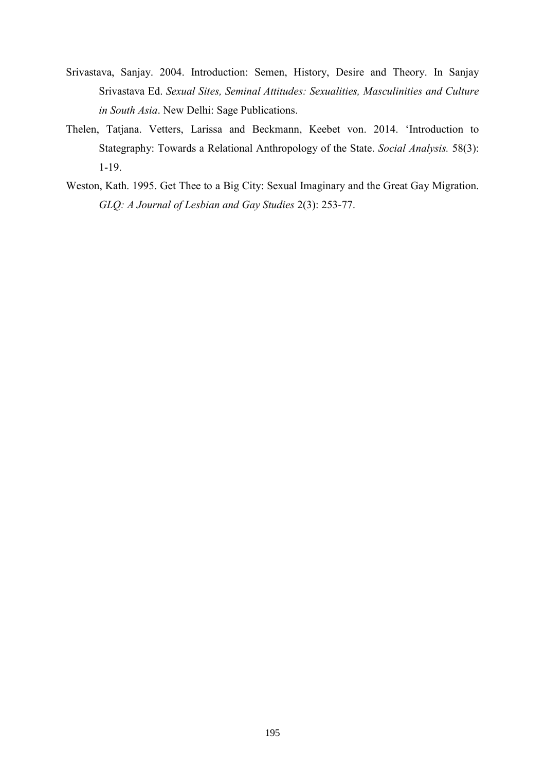Srivastava, Sanjay. 2004. Introduction: Semen, History, Desire and Theory. In Sanjay Srivastava Ed. *Sexual Sites, Seminal Attitudes: Sexualities, Masculinities and Culture in South Asia*. New Delhi: Sage Publications.

Thelen, Tatjana. Vetters, Larissa and Beckmann, Keebet von. 2014. 'Introduction to Stategraphy: Towards a Relational Anthropology of the State. *Social Analysis.* 58(3): 1-19.

Weston, Kath. 1995. Get Thee to a Big City: Sexual Imaginary and the Great Gay Migration. *GLQ: A Journal of Lesbian and Gay Studies* 2(3): 253-77.